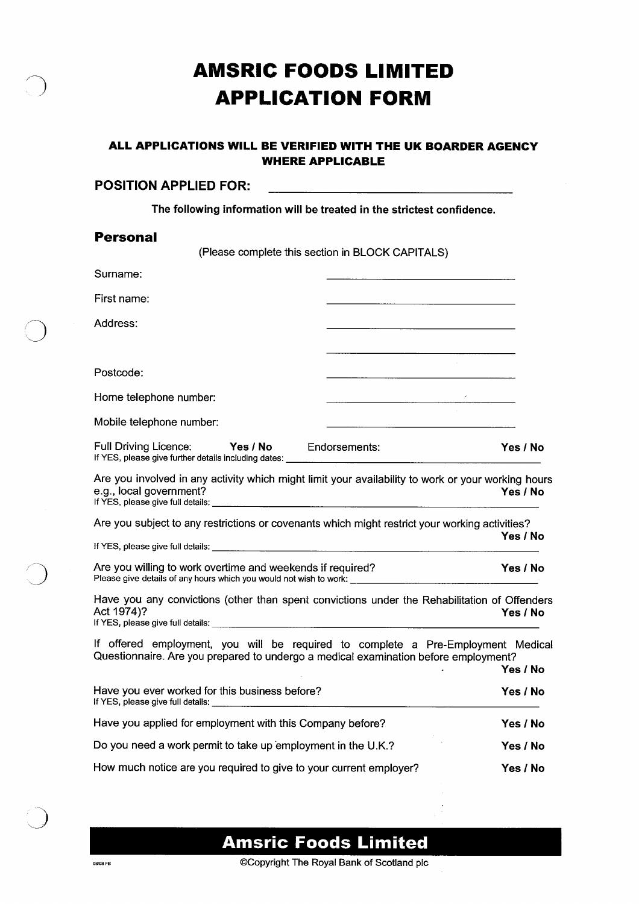# AMSRIC FOODS LIMITED
# APPLICATION FORM

**ALL APPLICATIONS WILL BE VERIFIED WITH THE UK BOARDER AGENCY WHERE APPLICABLE**

**POSITION APPLIED FOR:** ______________________________

**The following information will be treated in the strictest confidence.**

## Personal

(Please complete this section in BLOCK CAPITALS)

Surname: ______________________________

First name: ______________________________

Address: ______________________________

______________________________

Postcode: ______________________________

Home telephone number: ______________________________

Mobile telephone number: ______________________________

Full Driving Licence: **Yes / No** Endorsements: **Yes / No**
If YES, please give further details including dates: ______________________________

Are you involved in any activity which might limit your availability to work or your working hours e.g., local government? **Yes / No**
If YES, please give full details: ______________________________

Are you subject to any restrictions or covenants which might restrict your working activities? **Yes / No**
If YES, please give full details: ______________________________

Are you willing to work overtime and weekends if required? **Yes / No**
Please give details of any hours which you would not wish to work: ______________________________

Have you any convictions (other than spent convictions under the Rehabilitation of Offenders Act 1974)? **Yes / No**
If YES, please give full details: ______________________________

If offered employment, you will be required to complete a Pre-Employment Medical Questionnaire. Are you prepared to undergo a medical examination before employment? **Yes / No**

Have you ever worked for this business before? **Yes / No**
If YES, please give full details: ______________________________

Have you applied for employment with this Company before? **Yes / No**

Do you need a work permit to take up employment in the U.K.? **Yes / No**

How much notice are you required to give to your current employer? **Yes / No**

**Amsric Foods Limited**

08/08 FB ©Copyright The Royal Bank of Scotland plc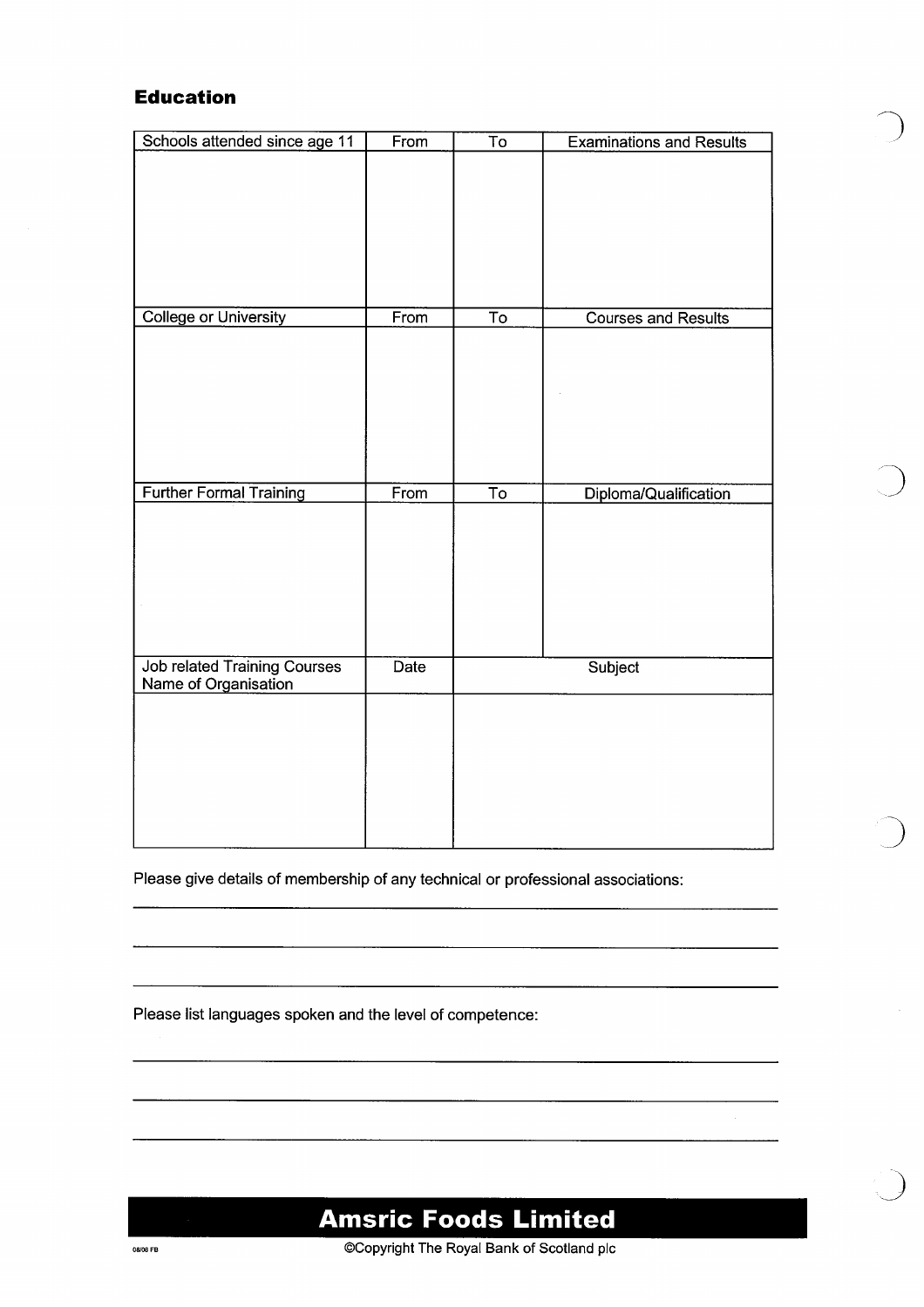## Education

| Schools attended since age 11 | From | To | Examinations and Results |
|---|---|---|---|
| | | | |

| College or University | From | To | Courses and Results |
|---|---|---|---|
| | | | |

| Further Formal Training | From | To | Diploma/Qualification |
|---|---|---|---|
| | | | |

| Job related Training Courses Name of Organisation | Date | Subject |
|---|---|---|
| | | |

Please give details of membership of any technical or professional associations:

\_\_\_\_\_\_\_\_\_\_\_\_\_\_\_\_\_\_\_\_\_\_\_\_\_\_\_\_\_\_\_\_\_\_\_\_\_\_\_\_\_\_\_\_\_\_\_\_\_\_\_\_\_\_\_\_\_\_\_\_

\_\_\_\_\_\_\_\_\_\_\_\_\_\_\_\_\_\_\_\_\_\_\_\_\_\_\_\_\_\_\_\_\_\_\_\_\_\_\_\_\_\_\_\_\_\_\_\_\_\_\_\_\_\_\_\_\_\_\_\_

\_\_\_\_\_\_\_\_\_\_\_\_\_\_\_\_\_\_\_\_\_\_\_\_\_\_\_\_\_\_\_\_\_\_\_\_\_\_\_\_\_\_\_\_\_\_\_\_\_\_\_\_\_\_\_\_\_\_\_\_

Please list languages spoken and the level of competence:

\_\_\_\_\_\_\_\_\_\_\_\_\_\_\_\_\_\_\_\_\_\_\_\_\_\_\_\_\_\_\_\_\_\_\_\_\_\_\_\_\_\_\_\_\_\_\_\_\_\_\_\_\_\_\_\_\_\_\_\_

\_\_\_\_\_\_\_\_\_\_\_\_\_\_\_\_\_\_\_\_\_\_\_\_\_\_\_\_\_\_\_\_\_\_\_\_\_\_\_\_\_\_\_\_\_\_\_\_\_\_\_\_\_\_\_\_\_\_\_\_

\_\_\_\_\_\_\_\_\_\_\_\_\_\_\_\_\_\_\_\_\_\_\_\_\_\_\_\_\_\_\_\_\_\_\_\_\_\_\_\_\_\_\_\_\_\_\_\_\_\_\_\_\_\_\_\_\_\_\_\_

**Amsric Foods Limited**

08/08 FB

©Copyright The Royal Bank of Scotland plc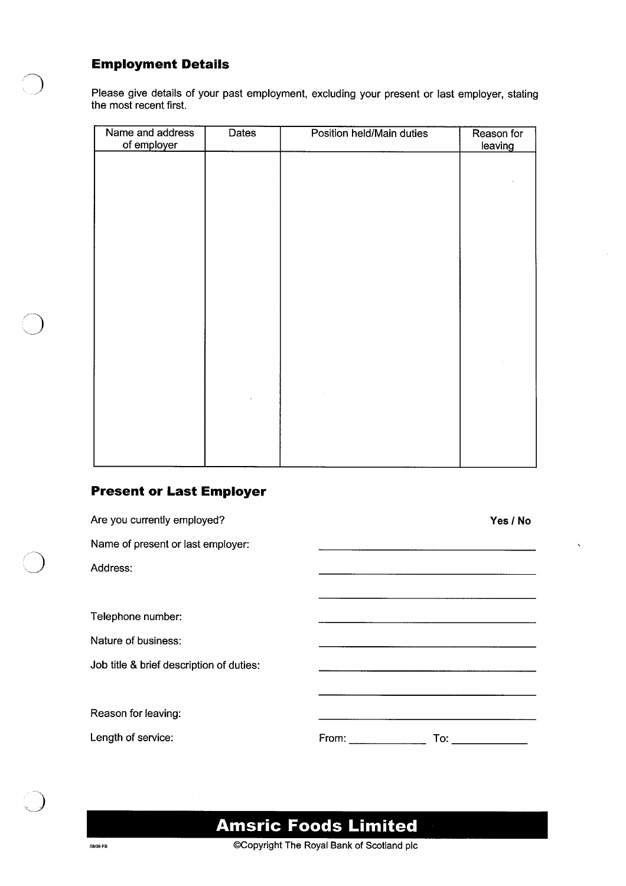## Employment Details

Please give details of your past employment, excluding your present or last employer, stating the most recent first.

| Name and address of employer | Dates | Position held/Main duties | Reason for leaving |
| --- | --- | --- | --- |
| | | | |

## Present or Last Employer

Are you currently employed? **Yes / No**

Name of present or last employer: ______________________________

Address: ______________________________

______________________________

Telephone number: ______________________________

Nature of business: ______________________________

Job title & brief description of duties: ______________________________

______________________________

Reason for leaving: ______________________________

Length of service: From: ____________ To: ____________

**Amsric Foods Limited**

08/08 FB

©Copyright The Royal Bank of Scotland plc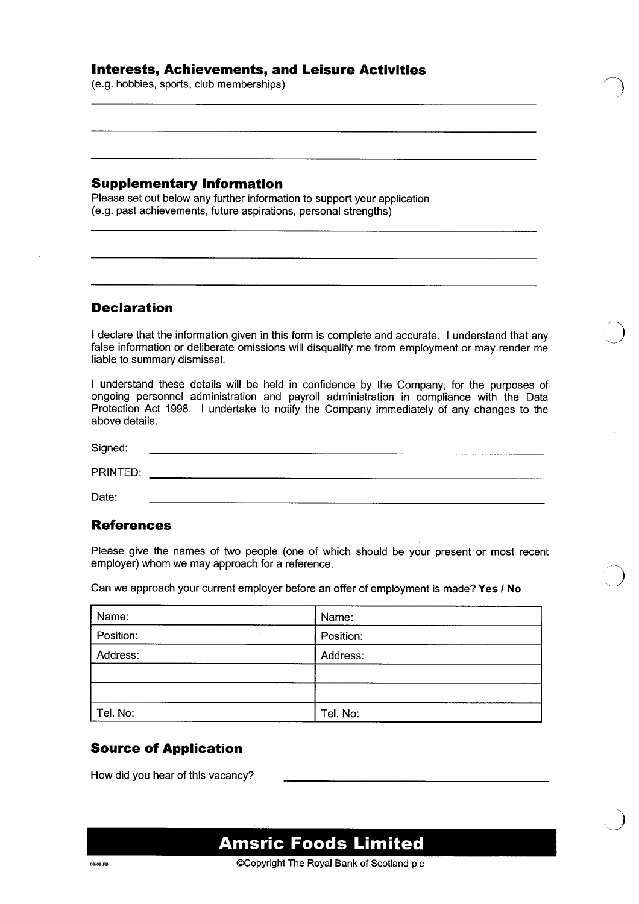## Interests, Achievements, and Leisure Activities

(e.g. hobbies, sports, club memberships)

## Supplementary Information

Please set out below any further information to support your application
(e.g. past achievements, future aspirations, personal strengths)

## Declaration

I declare that the information given in this form is complete and accurate. I understand that any false information or deliberate omissions will disqualify me from employment or may render me liable to summary dismissal.

I understand these details will be held in confidence by the Company, for the purposes of ongoing personnel administration and payroll administration in compliance with the Data Protection Act 1998. I undertake to notify the Company immediately of any changes to the above details.

Signed:

PRINTED:

Date:

## References

Please give the names of two people (one of which should be your present or most recent employer) whom we may approach for a reference.

Can we approach your current employer before an offer of employment is made? **Yes / No**

| Name: | Name: |
|---|---|
| Position: | Position: |
| Address: | Address: |
| | |
| | |
| Tel. No: | Tel. No: |

## Source of Application

How did you hear of this vacancy?

**Amsric Foods Limited**

08/08 FB

©Copyright The Royal Bank of Scotland plc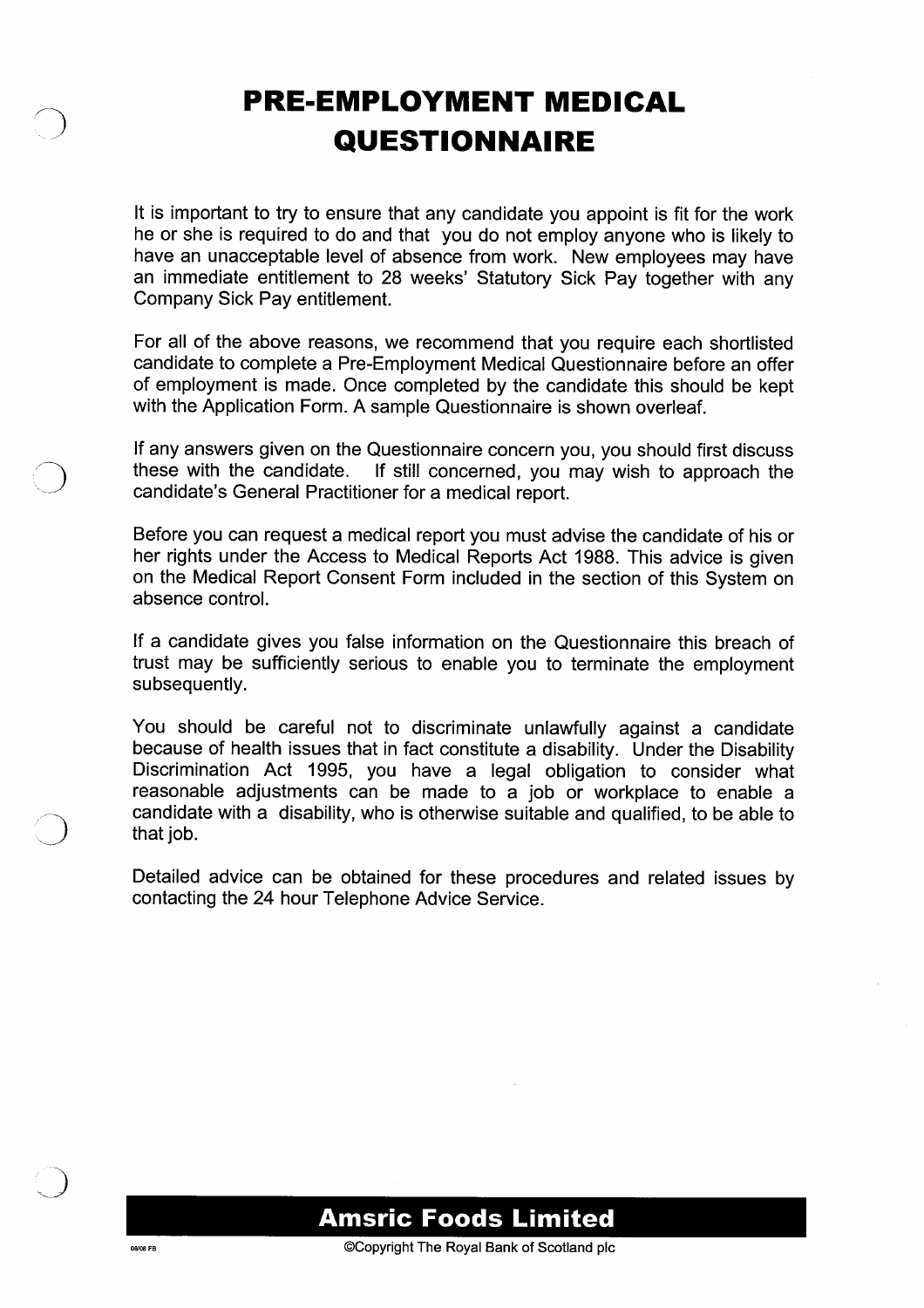# PRE-EMPLOYMENT MEDICAL QUESTIONNAIRE

It is important to try to ensure that any candidate you appoint is fit for the work he or she is required to do and that you do not employ anyone who is likely to have an unacceptable level of absence from work. New employees may have an immediate entitlement to 28 weeks' Statutory Sick Pay together with any Company Sick Pay entitlement.

For all of the above reasons, we recommend that you require each shortlisted candidate to complete a Pre-Employment Medical Questionnaire before an offer of employment is made. Once completed by the candidate this should be kept with the Application Form. A sample Questionnaire is shown overleaf.

If any answers given on the Questionnaire concern you, you should first discuss these with the candidate. If still concerned, you may wish to approach the candidate's General Practitioner for a medical report.

Before you can request a medical report you must advise the candidate of his or her rights under the Access to Medical Reports Act 1988. This advice is given on the Medical Report Consent Form included in the section of this System on absence control.

If a candidate gives you false information on the Questionnaire this breach of trust may be sufficiently serious to enable you to terminate the employment subsequently.

You should be careful not to discriminate unlawfully against a candidate because of health issues that in fact constitute a disability. Under the Disability Discrimination Act 1995, you have a legal obligation to consider what reasonable adjustments can be made to a job or workplace to enable a candidate with a disability, who is otherwise suitable and qualified, to be able to that job.

Detailed advice can be obtained for these procedures and related issues by contacting the 24 hour Telephone Advice Service.

**Amsric Foods Limited**

©Copyright The Royal Bank of Scotland plc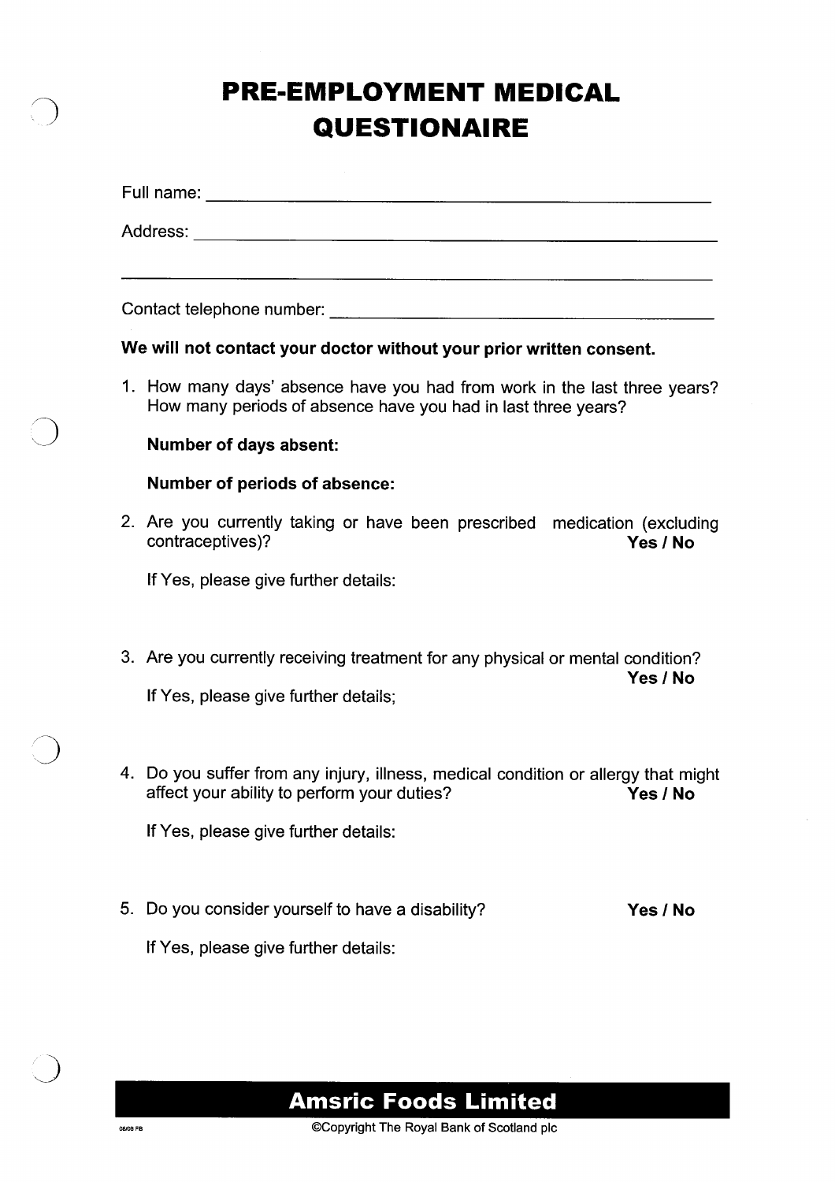# PRE-EMPLOYMENT MEDICAL QUESTIONAIRE

Full name: ______________________________________________

Address: ______________________________________________

______________________________________________

Contact telephone number: ______________________________

**We will not contact your doctor without your prior written consent.**

1. How many days' absence have you had from work in the last three years? How many periods of absence have you had in last three years?

   **Number of days absent:**

   **Number of periods of absence:**

2. Are you currently taking or have been prescribed medication (excluding contraceptives)? **Yes / No**

   If Yes, please give further details:

3. Are you currently receiving treatment for any physical or mental condition? **Yes / No**

   If Yes, please give further details;

4. Do you suffer from any injury, illness, medical condition or allergy that might affect your ability to perform your duties? **Yes / No**

   If Yes, please give further details:

5. Do you consider yourself to have a disability? **Yes / No**

   If Yes, please give further details:

**Amsric Foods Limited**

08/08 FB

©Copyright The Royal Bank of Scotland plc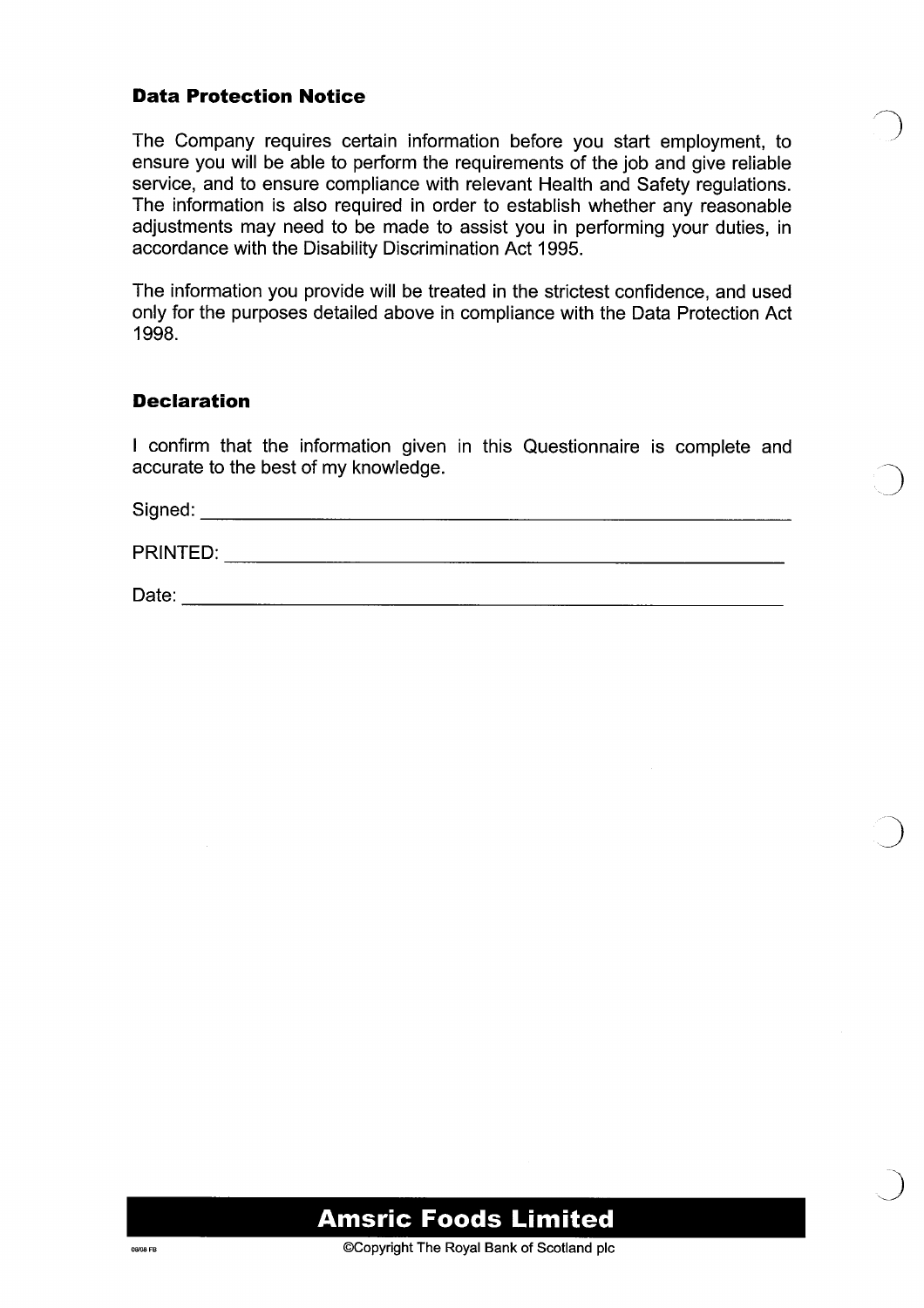### Data Protection Notice

The Company requires certain information before you start employment, to ensure you will be able to perform the requirements of the job and give reliable service, and to ensure compliance with relevant Health and Safety regulations. The information is also required in order to establish whether any reasonable adjustments may need to be made to assist you in performing your duties, in accordance with the Disability Discrimination Act 1995.

The information you provide will be treated in the strictest confidence, and used only for the purposes detailed above in compliance with the Data Protection Act 1998.

### Declaration

I confirm that the information given in this Questionnaire is complete and accurate to the best of my knowledge.

Signed: ______________________________________________

PRINTED: ____________________________________________

Date: _______________________________________________

**Amsric Foods Limited**

09/08 FB

©Copyright The Royal Bank of Scotland plc